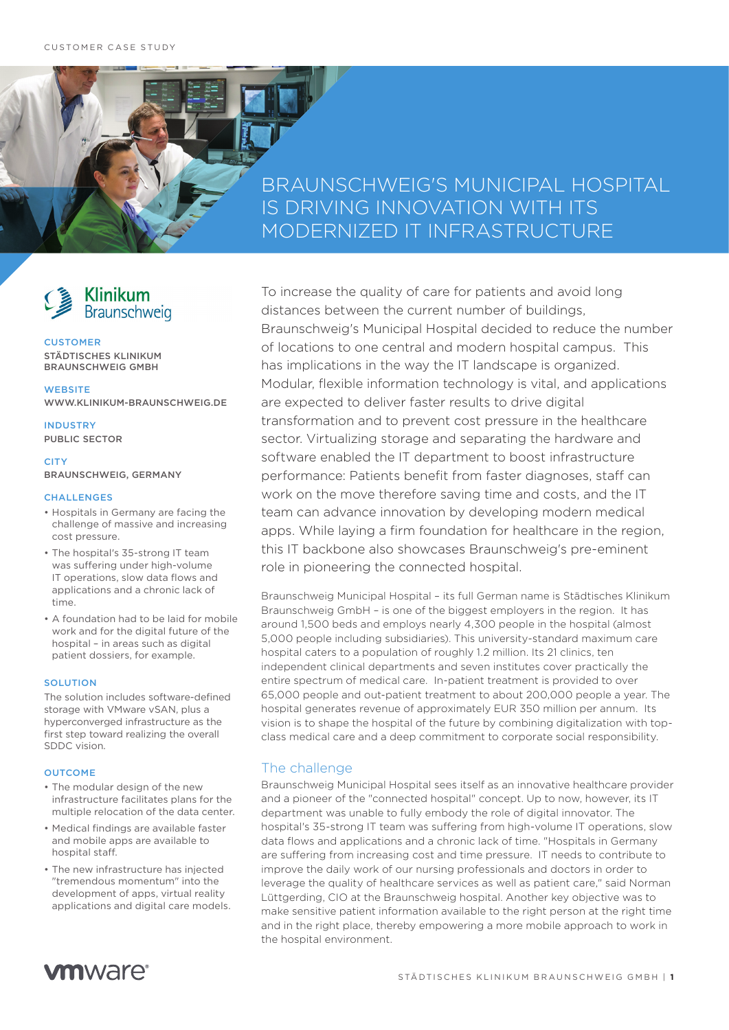CUSTOMER CASE STUDY

# BRAUNSCHWEIG'S MUNICIPAL HOSPITAL IS DRIVING INNOVATION WITH ITS MODERNIZED IT INFRASTRUCTURE

Klinikum Braunschweig

**CUSTOMER**
STÄDTISCHES KLINIKUM BRAUNSCHWEIG GMBH

**WEBSITE**
WWW.KLINIKUM-BRAUNSCHWEIG.DE

**INDUSTRY**
PUBLIC SECTOR

**CITY**
BRAUNSCHWEIG, GERMANY

**CHALLENGES**

- Hospitals in Germany are facing the challenge of massive and increasing cost pressure.
- The hospital's 35-strong IT team was suffering under high-volume IT operations, slow data flows and applications and a chronic lack of time.
- A foundation had to be laid for mobile work and for the digital future of the hospital – in areas such as digital patient dossiers, for example.

**SOLUTION**

The solution includes software-defined storage with VMware vSAN, plus a hyperconverged infrastructure as the first step toward realizing the overall SDDC vision.

**OUTCOME**

- The modular design of the new infrastructure facilitates plans for the multiple relocation of the data center.
- Medical findings are available faster and mobile apps are available to hospital staff.
- The new infrastructure has injected "tremendous momentum" into the development of apps, virtual reality applications and digital care models.

To increase the quality of care for patients and avoid long distances between the current number of buildings, Braunschweig's Municipal Hospital decided to reduce the number of locations to one central and modern hospital campus. This has implications in the way the IT landscape is organized. Modular, flexible information technology is vital, and applications are expected to deliver faster results to drive digital transformation and to prevent cost pressure in the healthcare sector. Virtualizing storage and separating the hardware and software enabled the IT department to boost infrastructure performance: Patients benefit from faster diagnoses, staff can work on the move therefore saving time and costs, and the IT team can advance innovation by developing modern medical apps. While laying a firm foundation for healthcare in the region, this IT backbone also showcases Braunschweig's pre-eminent role in pioneering the connected hospital.

Braunschweig Municipal Hospital – its full German name is Städtisches Klinikum Braunschweig GmbH – is one of the biggest employers in the region. It has around 1,500 beds and employs nearly 4,300 people in the hospital (almost 5,000 people including subsidiaries). This university-standard maximum care hospital caters to a population of roughly 1.2 million. Its 21 clinics, ten independent clinical departments and seven institutes cover practically the entire spectrum of medical care. In-patient treatment is provided to over 65,000 people and out-patient treatment to about 200,000 people a year. The hospital generates revenue of approximately EUR 350 million per annum. Its vision is to shape the hospital of the future by combining digitalization with top-class medical care and a deep commitment to corporate social responsibility.

## The challenge

Braunschweig Municipal Hospital sees itself as an innovative healthcare provider and a pioneer of the "connected hospital" concept. Up to now, however, its IT department was unable to fully embody the role of digital innovator. The hospital's 35-strong IT team was suffering from high-volume IT operations, slow data flows and applications and a chronic lack of time. "Hospitals in Germany are suffering from increasing cost and time pressure. IT needs to contribute to improve the daily work of our nursing professionals and doctors in order to leverage the quality of healthcare services as well as patient care," said Norman Lüttgerding, CIO at the Braunschweig hospital. Another key objective was to make sensitive patient information available to the right person at the right time and in the right place, thereby empowering a more mobile approach to work in the hospital environment.

vmware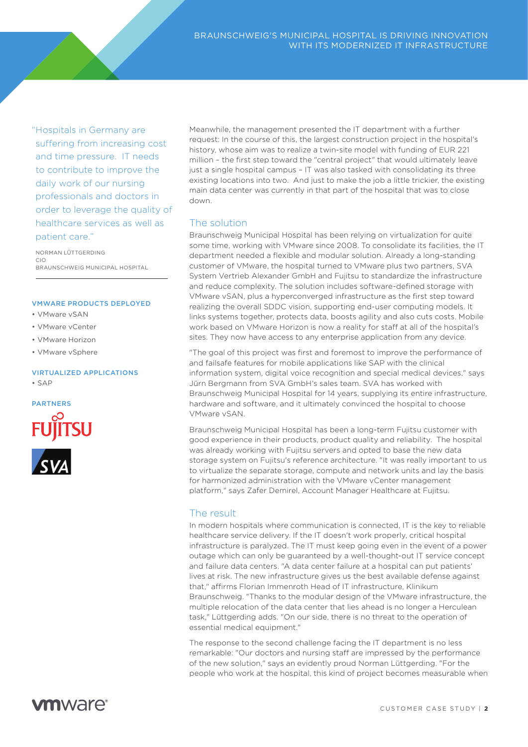> "Hospitals in Germany are suffering from increasing cost and time pressure. IT needs to contribute to improve the daily work of our nursing professionals and doctors in order to leverage the quality of healthcare services as well as patient care."
>
> NORMAN LÜTTGERDING
> CIO
> BRAUNSCHWEIG MUNICIPAL HOSPITAL

**VMWARE PRODUCTS DEPLOYED**

- VMware vSAN
- VMware vCenter
- VMware Horizon
- VMware vSphere

**VIRTUALIZED APPLICATIONS**

- SAP

**PARTNERS**

FUJITSU

SVA

Meanwhile, the management presented the IT department with a further request: In the course of this, the largest construction project in the hospital's history, whose aim was to realize a twin-site model with funding of EUR 221 million – the first step toward the "central project" that would ultimately leave just a single hospital campus – IT was also tasked with consolidating its three existing locations into two. And just to make the job a little trickier, the existing main data center was currently in that part of the hospital that was to close down.

## The solution

Braunschweig Municipal Hospital has been relying on virtualization for quite some time, working with VMware since 2008. To consolidate its facilities, the IT department needed a flexible and modular solution. Already a long-standing customer of VMware, the hospital turned to VMware plus two partners, SVA System Vertrieb Alexander GmbH and Fujitsu to standardize the infrastructure and reduce complexity. The solution includes software-defined storage with VMware vSAN, plus a hyperconverged infrastructure as the first step toward realizing the overall SDDC vision, supporting end-user computing models. It links systems together, protects data, boosts agility and also cuts costs. Mobile work based on VMware Horizon is now a reality for staff at all of the hospital's sites. They now have access to any enterprise application from any device.

"The goal of this project was first and foremost to improve the performance of and failsafe features for mobile applications like SAP with the clinical information system, digital voice recognition and special medical devices," says Jürn Bergmann from SVA GmbH's sales team. SVA has worked with Braunschweig Municipal Hospital for 14 years, supplying its entire infrastructure, hardware and software, and it ultimately convinced the hospital to choose VMware vSAN.

Braunschweig Municipal Hospital has been a long-term Fujitsu customer with good experience in their products, product quality and reliability. The hospital was already working with Fujitsu servers and opted to base the new data storage system on Fujitsu's reference architecture. "It was really important to us to virtualize the separate storage, compute and network units and lay the basis for harmonized administration with the VMware vCenter management platform," says Zafer Demirel, Account Manager Healthcare at Fujitsu.

## The result

In modern hospitals where communication is connected, IT is the key to reliable healthcare service delivery. If the IT doesn't work properly, critical hospital infrastructure is paralyzed. The IT must keep going even in the event of a power outage which can only be guaranteed by a well-thought-out IT service concept and failure data centers. "A data center failure at a hospital can put patients' lives at risk. The new infrastructure gives us the best available defense against that," affirms Florian Immenroth Head of IT infrastructure, Klinikum Braunschweig. "Thanks to the modular design of the VMware infrastructure, the multiple relocation of the data center that lies ahead is no longer a Herculean task," Lüttgerding adds. "On our side, there is no threat to the operation of essential medical equipment."

The response to the second challenge facing the IT department is no less remarkable: "Our doctors and nursing staff are impressed by the performance of the new solution," says an evidently proud Norman Lüttgerding. "For the people who work at the hospital, this kind of project becomes measurable when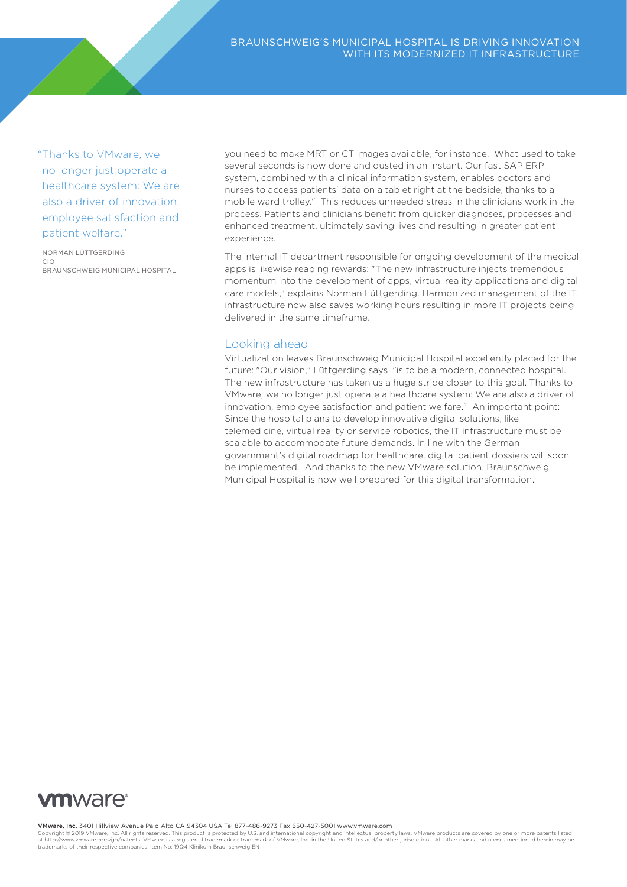> "Thanks to VMware, we no longer just operate a healthcare system: We are also a driver of innovation, employee satisfaction and patient welfare."
>
> NORMAN LÜTTGERDING
> CIO
> BRAUNSCHWEIG MUNICIPAL HOSPITAL

you need to make MRT or CT images available, for instance. What used to take several seconds is now done and dusted in an instant. Our fast SAP ERP system, combined with a clinical information system, enables doctors and nurses to access patients' data on a tablet right at the bedside, thanks to a mobile ward trolley." This reduces unneeded stress in the clinicians work in the process. Patients and clinicians benefit from quicker diagnoses, processes and enhanced treatment, ultimately saving lives and resulting in greater patient experience.

The internal IT department responsible for ongoing development of the medical apps is likewise reaping rewards: "The new infrastructure injects tremendous momentum into the development of apps, virtual reality applications and digital care models," explains Norman Lüttgerding. Harmonized management of the IT infrastructure now also saves working hours resulting in more IT projects being delivered in the same timeframe.

## Looking ahead

Virtualization leaves Braunschweig Municipal Hospital excellently placed for the future: "Our vision," Lüttgerding says, "is to be a modern, connected hospital. The new infrastructure has taken us a huge stride closer to this goal. Thanks to VMware, we no longer just operate a healthcare system: We are also a driver of innovation, employee satisfaction and patient welfare." An important point: Since the hospital plans to develop innovative digital solutions, like telemedicine, virtual reality or service robotics, the IT infrastructure must be scalable to accommodate future demands. In line with the German government's digital roadmap for healthcare, digital patient dossiers will soon be implemented. And thanks to the new VMware solution, Braunschweig Municipal Hospital is now well prepared for this digital transformation.

vmware®

**VMware, Inc.** 3401 Hillview Avenue Palo Alto CA 94304 USA Tel 877-486-9273 Fax 650-427-5001 www.vmware.com
Copyright © 2019 VMware, Inc. All rights reserved. This product is protected by U.S. and international copyright and intellectual property laws. VMware products are covered by one or more patents listed at http://www.vmware.com/go/patents. VMware is a registered trademark or trademark of VMware, Inc. in the United States and/or other jurisdictions. All other marks and names mentioned herein may be trademarks of their respective companies. Item No: 19Q4 Klinikum Braunschweig EN